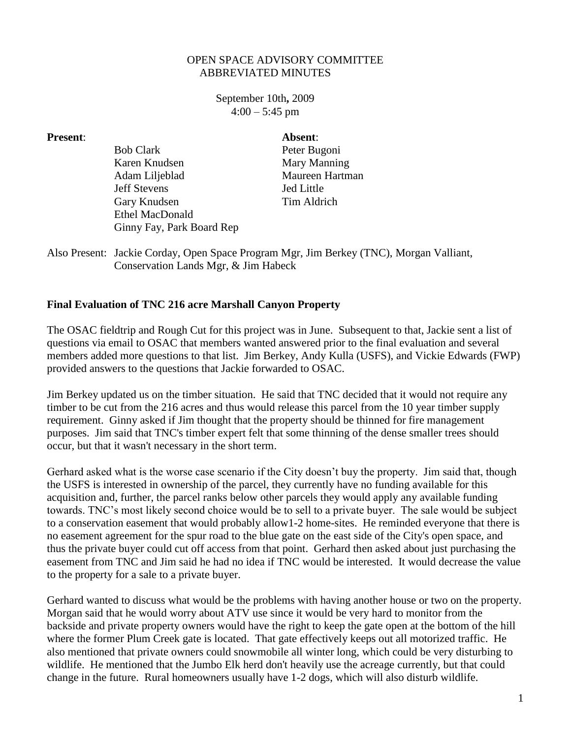# OPEN SPACE ADVISORY COMMITTEE
## ABBREVIATED MINUTES

September 10th**,** 2009
4:00 – 5:45 pm

| **Present**: | **Absent**: |
|---|---|
| Bob Clark | Peter Bugoni |
| Karen Knudsen | Mary Manning |
| Adam Liljeblad | Maureen Hartman |
| Jeff Stevens | Jed Little |
| Gary Knudsen | Tim Aldrich |
| Ethel MacDonald | |
| Ginny Fay, Park Board Rep | |

Also Present: Jackie Corday, Open Space Program Mgr, Jim Berkey (TNC), Morgan Valliant, Conservation Lands Mgr, & Jim Habeck

**Final Evaluation of TNC 216 acre Marshall Canyon Property**

The OSAC fieldtrip and Rough Cut for this project was in June. Subsequent to that, Jackie sent a list of questions via email to OSAC that members wanted answered prior to the final evaluation and several members added more questions to that list. Jim Berkey, Andy Kulla (USFS), and Vickie Edwards (FWP) provided answers to the questions that Jackie forwarded to OSAC.

Jim Berkey updated us on the timber situation. He said that TNC decided that it would not require any timber to be cut from the 216 acres and thus would release this parcel from the 10 year timber supply requirement. Ginny asked if Jim thought that the property should be thinned for fire management purposes. Jim said that TNC's timber expert felt that some thinning of the dense smaller trees should occur, but that it wasn't necessary in the short term.

Gerhard asked what is the worse case scenario if the City doesn't buy the property. Jim said that, though the USFS is interested in ownership of the parcel, they currently have no funding available for this acquisition and, further, the parcel ranks below other parcels they would apply any available funding towards. TNC's most likely second choice would be to sell to a private buyer. The sale would be subject to a conservation easement that would probably allow1-2 home-sites. He reminded everyone that there is no easement agreement for the spur road to the blue gate on the east side of the City's open space, and thus the private buyer could cut off access from that point. Gerhard then asked about just purchasing the easement from TNC and Jim said he had no idea if TNC would be interested. It would decrease the value to the property for a sale to a private buyer.

Gerhard wanted to discuss what would be the problems with having another house or two on the property. Morgan said that he would worry about ATV use since it would be very hard to monitor from the backside and private property owners would have the right to keep the gate open at the bottom of the hill where the former Plum Creek gate is located. That gate effectively keeps out all motorized traffic. He also mentioned that private owners could snowmobile all winter long, which could be very disturbing to wildlife. He mentioned that the Jumbo Elk herd don't heavily use the acreage currently, but that could change in the future. Rural homeowners usually have 1-2 dogs, which will also disturb wildlife.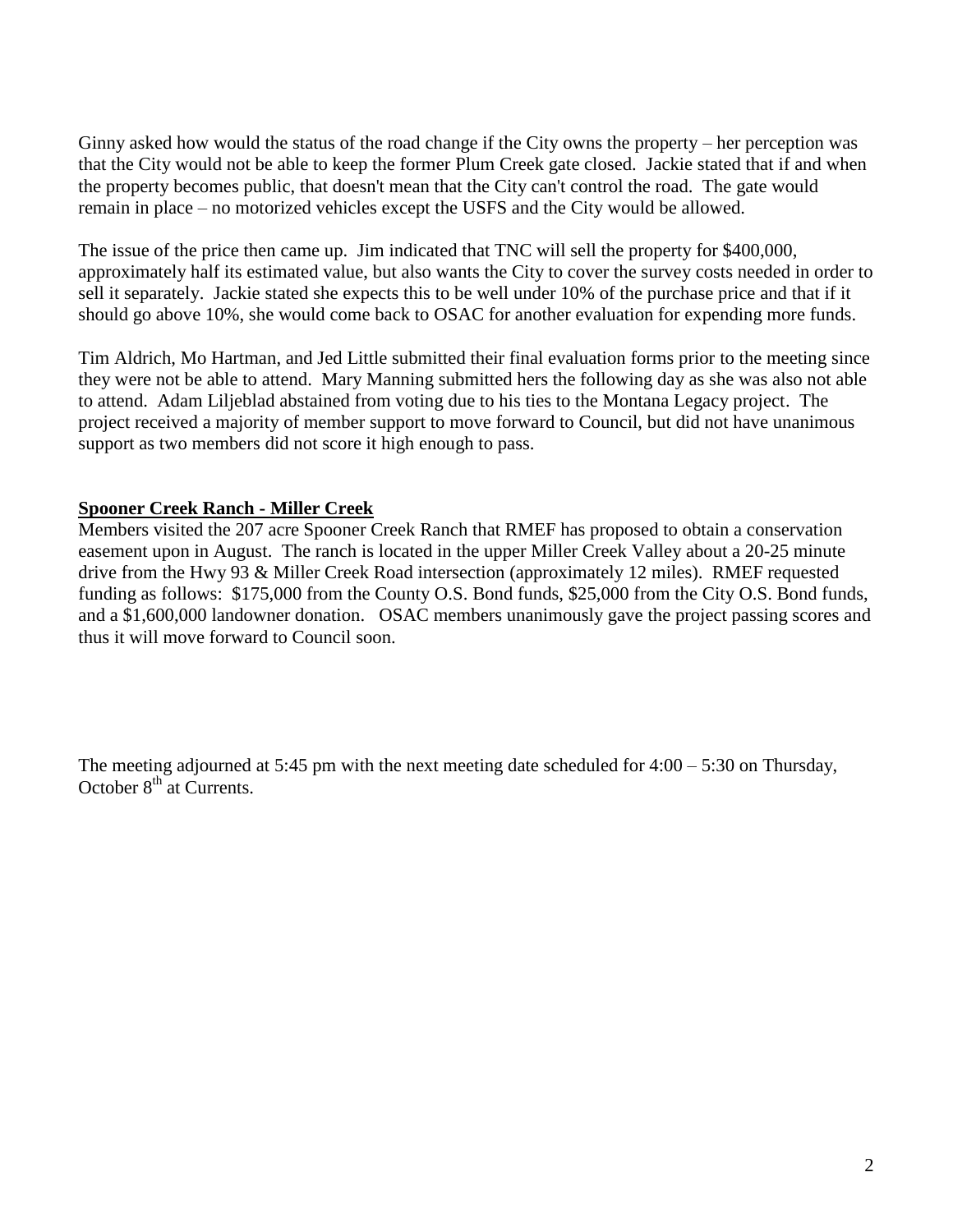Ginny asked how would the status of the road change if the City owns the property – her perception was that the City would not be able to keep the former Plum Creek gate closed. Jackie stated that if and when the property becomes public, that doesn't mean that the City can't control the road. The gate would remain in place – no motorized vehicles except the USFS and the City would be allowed.

The issue of the price then came up. Jim indicated that TNC will sell the property for $400,000, approximately half its estimated value, but also wants the City to cover the survey costs needed in order to sell it separately. Jackie stated she expects this to be well under 10% of the purchase price and that if it should go above 10%, she would come back to OSAC for another evaluation for expending more funds.

Tim Aldrich, Mo Hartman, and Jed Little submitted their final evaluation forms prior to the meeting since they were not be able to attend. Mary Manning submitted hers the following day as she was also not able to attend. Adam Liljeblad abstained from voting due to his ties to the Montana Legacy project. The project received a majority of member support to move forward to Council, but did not have unanimous support as two members did not score it high enough to pass.

**Spooner Creek Ranch - Miller Creek**

Members visited the 207 acre Spooner Creek Ranch that RMEF has proposed to obtain a conservation easement upon in August. The ranch is located in the upper Miller Creek Valley about a 20-25 minute drive from the Hwy 93 & Miller Creek Road intersection (approximately 12 miles). RMEF requested funding as follows: $175,000 from the County O.S. Bond funds, $25,000 from the City O.S. Bond funds, and a $1,600,000 landowner donation. OSAC members unanimously gave the project passing scores and thus it will move forward to Council soon.

The meeting adjourned at 5:45 pm with the next meeting date scheduled for 4:00 – 5:30 on Thursday, October 8th at Currents.